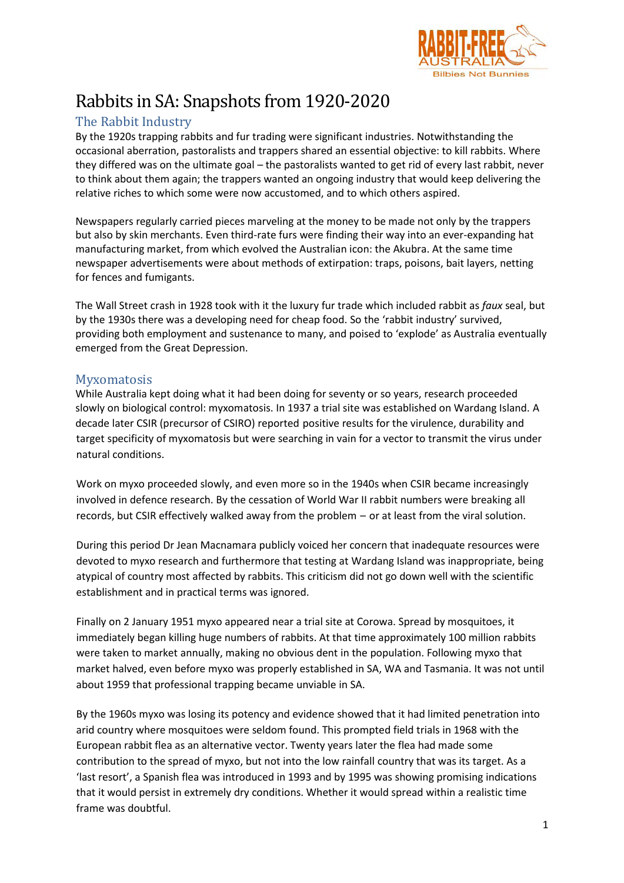# Rabbits in SA: Snapshots from 1920-2020

## The Rabbit Industry

By the 1920s trapping rabbits and fur trading were significant industries. Notwithstanding the occasional aberration, pastoralists and trappers shared an essential objective: to kill rabbits. Where they differed was on the ultimate goal – the pastoralists wanted to get rid of every last rabbit, never to think about them again; the trappers wanted an ongoing industry that would keep delivering the relative riches to which some were now accustomed, and to which others aspired.

Newspapers regularly carried pieces marveling at the money to be made not only by the trappers but also by skin merchants. Even third-rate furs were finding their way into an ever-expanding hat manufacturing market, from which evolved the Australian icon: the Akubra. At the same time newspaper advertisements were about methods of extirpation: traps, poisons, bait layers, netting for fences and fumigants.

The Wall Street crash in 1928 took with it the luxury fur trade which included rabbit as *faux* seal, but by the 1930s there was a developing need for cheap food. So the 'rabbit industry' survived, providing both employment and sustenance to many, and poised to 'explode' as Australia eventually emerged from the Great Depression.

## Myxomatosis

While Australia kept doing what it had been doing for seventy or so years, research proceeded slowly on biological control: myxomatosis. In 1937 a trial site was established on Wardang Island. A decade later CSIR (precursor of CSIRO) reported positive results for the virulence, durability and target specificity of myxomatosis but were searching in vain for a vector to transmit the virus under natural conditions.

Work on myxo proceeded slowly, and even more so in the 1940s when CSIR became increasingly involved in defence research. By the cessation of World War II rabbit numbers were breaking all records, but CSIR effectively walked away from the problem – or at least from the viral solution.

During this period Dr Jean Macnamara publicly voiced her concern that inadequate resources were devoted to myxo research and furthermore that testing at Wardang Island was inappropriate, being atypical of country most affected by rabbits. This criticism did not go down well with the scientific establishment and in practical terms was ignored.

Finally on 2 January 1951 myxo appeared near a trial site at Corowa. Spread by mosquitoes, it immediately began killing huge numbers of rabbits. At that time approximately 100 million rabbits were taken to market annually, making no obvious dent in the population. Following myxo that market halved, even before myxo was properly established in SA, WA and Tasmania. It was not until about 1959 that professional trapping became unviable in SA.

By the 1960s myxo was losing its potency and evidence showed that it had limited penetration into arid country where mosquitoes were seldom found. This prompted field trials in 1968 with the European rabbit flea as an alternative vector. Twenty years later the flea had made some contribution to the spread of myxo, but not into the low rainfall country that was its target. As a 'last resort', a Spanish flea was introduced in 1993 and by 1995 was showing promising indications that it would persist in extremely dry conditions. Whether it would spread within a realistic time frame was doubtful.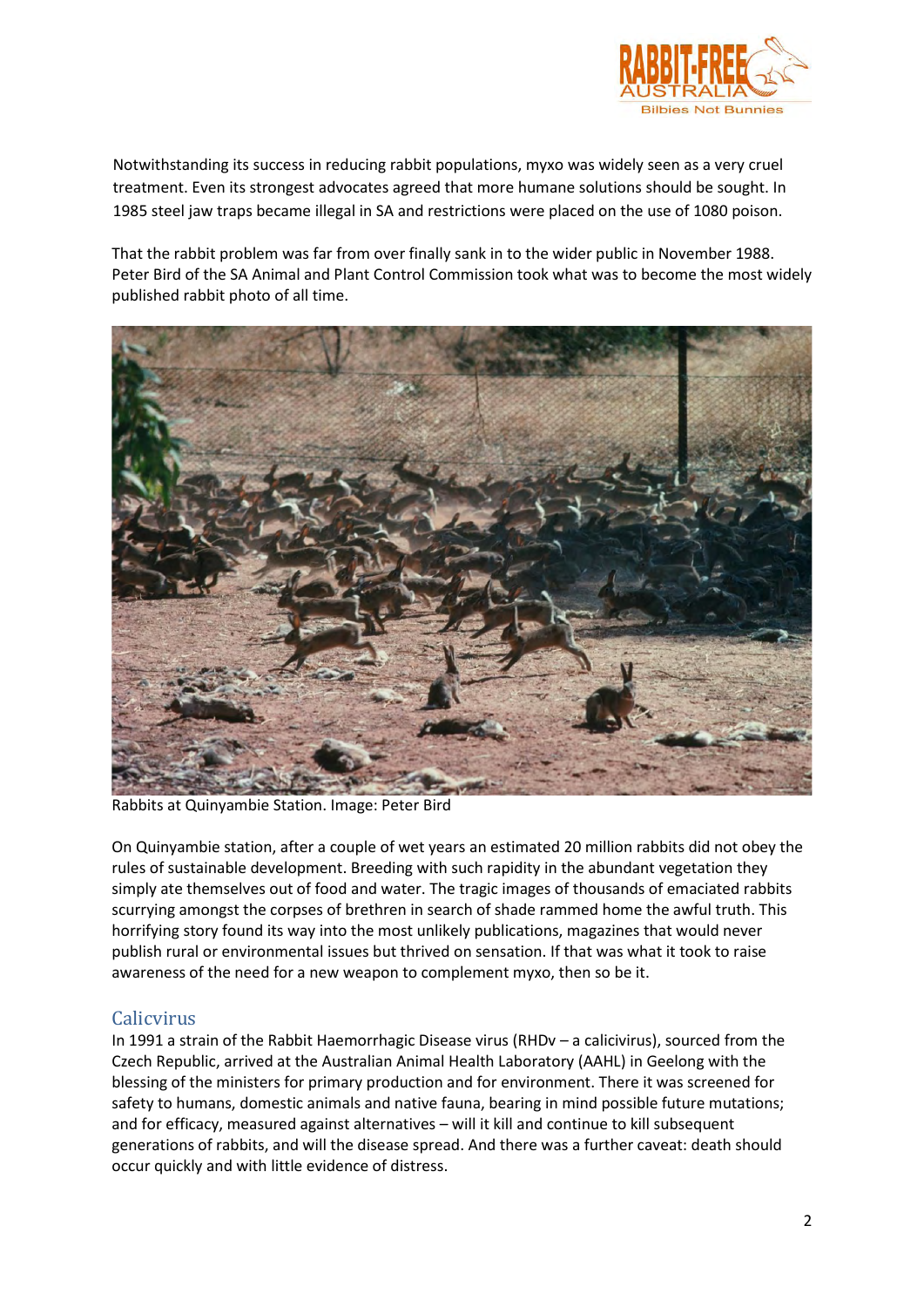Notwithstanding its success in reducing rabbit populations, myxo was widely seen as a very cruel treatment. Even its strongest advocates agreed that more humane solutions should be sought. In 1985 steel jaw traps became illegal in SA and restrictions were placed on the use of 1080 poison.

That the rabbit problem was far from over finally sank in to the wider public in November 1988. Peter Bird of the SA Animal and Plant Control Commission took what was to become the most widely published rabbit photo of all time.

Rabbits at Quinyambie Station. Image: Peter Bird

On Quinyambie station, after a couple of wet years an estimated 20 million rabbits did not obey the rules of sustainable development. Breeding with such rapidity in the abundant vegetation they simply ate themselves out of food and water. The tragic images of thousands of emaciated rabbits scurrying amongst the corpses of brethren in search of shade rammed home the awful truth. This horrifying story found its way into the most unlikely publications, magazines that would never publish rural or environmental issues but thrived on sensation. If that was what it took to raise awareness of the need for a new weapon to complement myxo, then so be it.

## Calicvirus

In 1991 a strain of the Rabbit Haemorrhagic Disease virus (RHDv – a calicivirus), sourced from the Czech Republic, arrived at the Australian Animal Health Laboratory (AAHL) in Geelong with the blessing of the ministers for primary production and for environment. There it was screened for safety to humans, domestic animals and native fauna, bearing in mind possible future mutations; and for efficacy, measured against alternatives – will it kill and continue to kill subsequent generations of rabbits, and will the disease spread. And there was a further caveat: death should occur quickly and with little evidence of distress.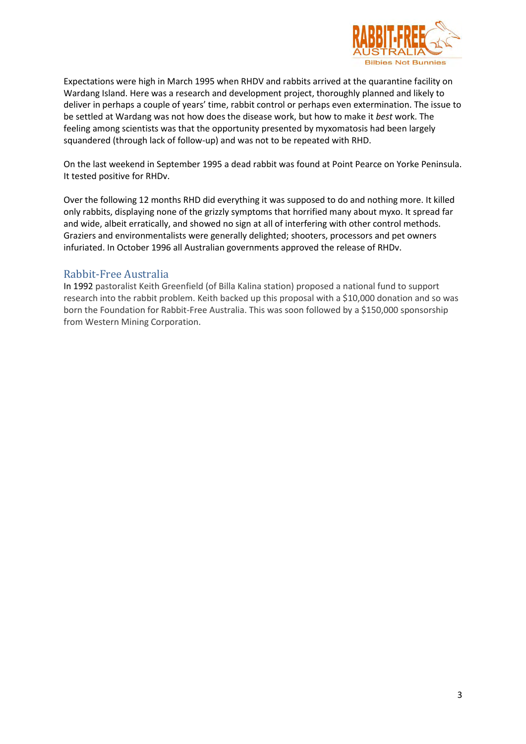Expectations were high in March 1995 when RHDV and rabbits arrived at the quarantine facility on Wardang Island. Here was a research and development project, thoroughly planned and likely to deliver in perhaps a couple of years' time, rabbit control or perhaps even extermination. The issue to be settled at Wardang was not how does the disease work, but how to make it *best* work. The feeling among scientists was that the opportunity presented by myxomatosis had been largely squandered (through lack of follow-up) and was not to be repeated with RHD.

On the last weekend in September 1995 a dead rabbit was found at Point Pearce on Yorke Peninsula. It tested positive for RHDv.

Over the following 12 months RHD did everything it was supposed to do and nothing more. It killed only rabbits, displaying none of the grizzly symptoms that horrified many about myxo. It spread far and wide, albeit erratically, and showed no sign at all of interfering with other control methods. Graziers and environmentalists were generally delighted; shooters, processors and pet owners infuriated. In October 1996 all Australian governments approved the release of RHDv.

## Rabbit-Free Australia

In 1992 pastoralist Keith Greenfield (of Billa Kalina station) proposed a national fund to support research into the rabbit problem. Keith backed up this proposal with a $10,000 donation and so was born the Foundation for Rabbit-Free Australia. This was soon followed by a $150,000 sponsorship from Western Mining Corporation.